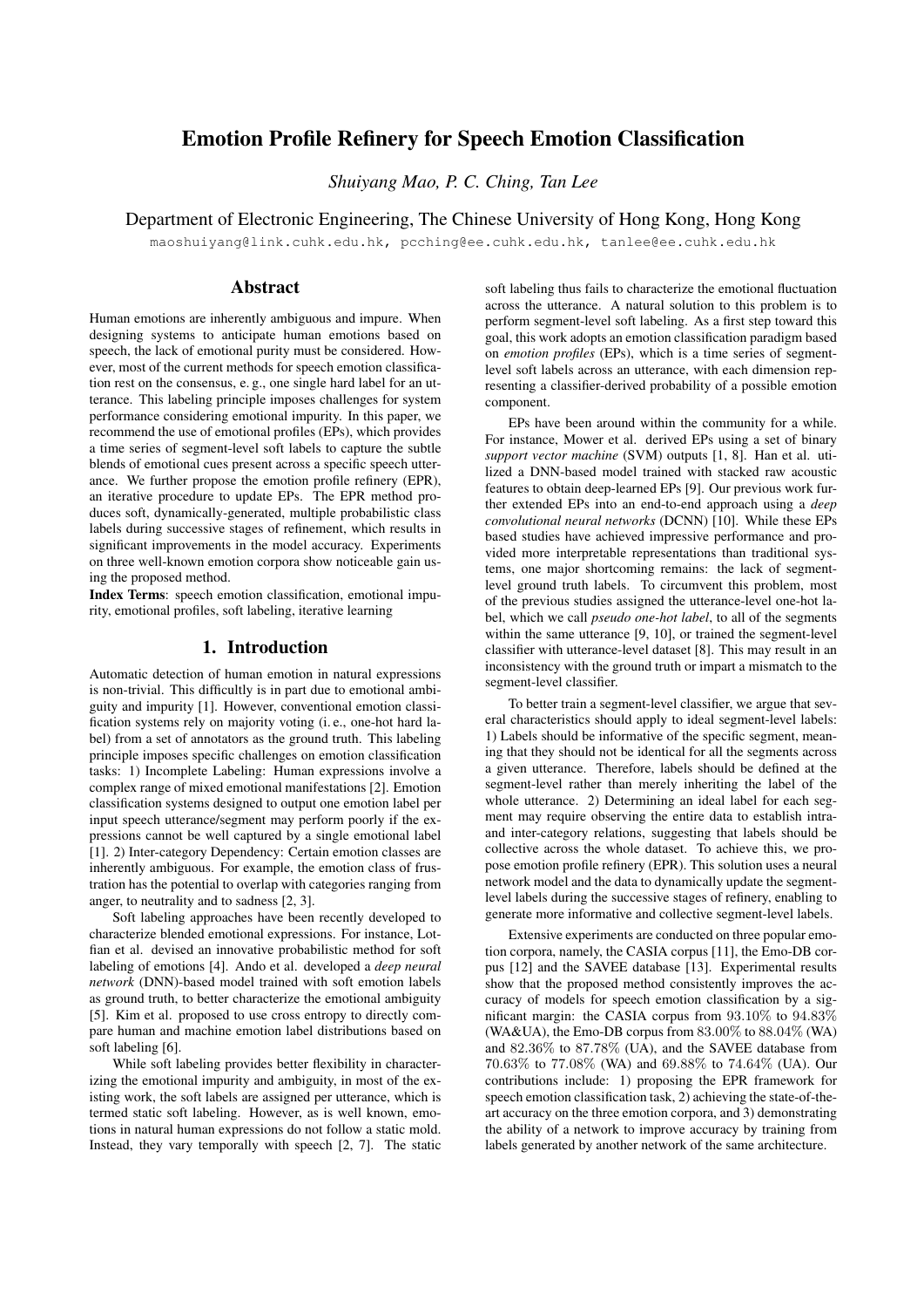# Emotion Profile Refinery for Speech Emotion Classification

*Shuiyang Mao, P. C. Ching, Tan Lee*

Department of Electronic Engineering, The Chinese University of Hong Kong, Hong Kong

maoshuiyang@link.cuhk.edu.hk, pcching@ee.cuhk.edu.hk, tanlee@ee.cuhk.edu.hk

## Abstract

Human emotions are inherently ambiguous and impure. When designing systems to anticipate human emotions based on speech, the lack of emotional purity must be considered. However, most of the current methods for speech emotion classification rest on the consensus, e. g., one single hard label for an utterance. This labeling principle imposes challenges for system performance considering emotional impurity. In this paper, we recommend the use of emotional profiles (EPs), which provides a time series of segment-level soft labels to capture the subtle blends of emotional cues present across a specific speech utterance. We further propose the emotion profile refinery (EPR), an iterative procedure to update EPs. The EPR method produces soft, dynamically-generated, multiple probabilistic class labels during successive stages of refinement, which results in significant improvements in the model accuracy. Experiments on three well-known emotion corpora show noticeable gain using the proposed method.

**Index Terms**: speech emotion classification, emotional impurity, emotional profiles, soft labeling, iterative learning

## 1. Introduction

Automatic detection of human emotion in natural expressions is non-trivial. This difficultly is in part due to emotional ambiguity and impurity [1]. However, conventional emotion classification systems rely on majority voting (i. e., one-hot hard label) from a set of annotators as the ground truth. This labeling principle imposes specific challenges on emotion classification tasks: 1) Incomplete Labeling: Human expressions involve a complex range of mixed emotional manifestations [2]. Emotion classification systems designed to output one emotion label per input speech utterance/segment may perform poorly if the expressions cannot be well captured by a single emotional label [1]. 2) Inter-category Dependency: Certain emotion classes are inherently ambiguous. For example, the emotion class of frustration has the potential to overlap with categories ranging from anger, to neutrality and to sadness [2, 3].

Soft labeling approaches have been recently developed to characterize blended emotional expressions. For instance, Lotfian et al. devised an innovative probabilistic method for soft labeling of emotions [4]. Ando et al. developed a *deep neural network* (DNN)-based model trained with soft emotion labels as ground truth, to better characterize the emotional ambiguity [5]. Kim et al. proposed to use cross entropy to directly compare human and machine emotion label distributions based on soft labeling [6].

While soft labeling provides better flexibility in characterizing the emotional impurity and ambiguity, in most of the existing work, the soft labels are assigned per utterance, which is termed static soft labeling. However, as is well known, emotions in natural human expressions do not follow a static mold. Instead, they vary temporally with speech [2, 7]. The static soft labeling thus fails to characterize the emotional fluctuation across the utterance. A natural solution to this problem is to perform segment-level soft labeling. As a first step toward this goal, this work adopts an emotion classification paradigm based on *emotion profiles* (EPs), which is a time series of segment-level soft labels across an utterance, with each dimension representing a classifier-derived probability of a possible emotion component.

EPs have been around within the community for a while. For instance, Mower et al. derived EPs using a set of binary *support vector machine* (SVM) outputs [1, 8]. Han et al. utilized a DNN-based model trained with stacked raw acoustic features to obtain deep-learned EPs [9]. Our previous work further extended EPs into an end-to-end approach using a *deep convolutional neural networks* (DCNN) [10]. While these EPs based studies have achieved impressive performance and provided more interpretable representations than traditional systems, one major shortcoming remains: the lack of segment-level ground truth labels. To circumvent this problem, most of the previous studies assigned the utterance-level one-hot label, which we call *pseudo one-hot label*, to all of the segments within the same utterance [9, 10], or trained the segment-level classifier with utterance-level dataset [8]. This may result in an inconsistency with the ground truth or impart a mismatch to the segment-level classifier.

To better train a segment-level classifier, we argue that several characteristics should apply to ideal segment-level labels: 1) Labels should be informative of the specific segment, meaning that they should not be identical for all the segments across a given utterance. Therefore, labels should be defined at the segment-level rather than merely inheriting the label of the whole utterance. 2) Determining an ideal label for each segment may require observing the entire data to establish intra- and inter-category relations, suggesting that labels should be collective across the whole dataset. To achieve this, we propose emotion profile refinery (EPR). This solution uses a neural network model and the data to dynamically update the segment-level labels during the successive stages of refinery, enabling to generate more informative and collective segment-level labels.

Extensive experiments are conducted on three popular emotion corpora, namely, the CASIA corpus [11], the Emo-DB corpus [12] and the SAVEE database [13]. Experimental results show that the proposed method consistently improves the accuracy of models for speech emotion classification by a significant margin: the CASIA corpus from $93.10\%$ to $94.83\%$ (WA&UA), the Emo-DB corpus from $83.00\%$ to $88.04\%$ (WA) and $82.36\%$ to $87.78\%$ (UA), and the SAVEE database from $70.63\%$ to $77.08\%$ (WA) and $69.88\%$ to $74.64\%$ (UA). Our contributions include: 1) proposing the EPR framework for speech emotion classification task, 2) achieving the state-of-the-art accuracy on the three emotion corpora, and 3) demonstrating the ability of a network to improve accuracy by training from labels generated by another network of the same architecture.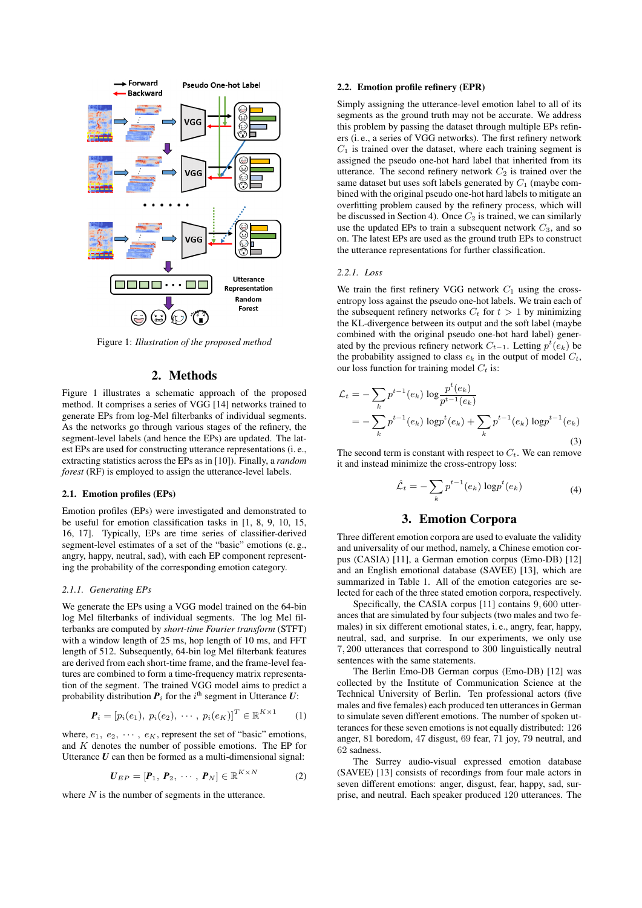Figure 1: *Illustration of the proposed method*

## 2. Methods

Figure 1 illustrates a schematic approach of the proposed method. It comprises a series of VGG [14] networks trained to generate EPs from log-Mel filterbanks of individual segments. As the networks go through various stages of the refinery, the segment-level labels (and hence the EPs) are updated. The latest EPs are used for constructing utterance representations (i. e., extracting statistics across the EPs as in [10]). Finally, a *random forest* (RF) is employed to assign the utterance-level labels.

### 2.1. Emotion profiles (EPs)

Emotion profiles (EPs) were investigated and demonstrated to be useful for emotion classification tasks in [1, 8, 9, 10, 15, 16, 17]. Typically, EPs are time series of classifier-derived segment-level estimates of a set of the "basic" emotions (e. g., angry, happy, neutral, sad), with each EP component representing the probability of the corresponding emotion category.

#### 2.1.1. Generating EPs

We generate the EPs using a VGG model trained on the 64-bin log Mel filterbanks of individual segments. The log Mel filterbanks are computed by *short-time Fourier transform* (STFT) with a window length of 25 ms, hop length of 10 ms, and FFT length of 512. Subsequently, 64-bin log Mel filterbank features are derived from each short-time frame, and the frame-level features are combined to form a time-frequency matrix representation of the segment. The trained VGG model aims to predict a probability distribution $\boldsymbol{P}_i$ for the $i^{\text{th}}$ segment in Utterance $\boldsymbol{U}$:

$$\boldsymbol{P}_i = [p_i(e_1),\ p_i(e_2),\ \cdots,\ p_i(e_K)]^T \in \mathbb{R}^{K\times 1} \quad (1)$$

where, $e_1,\ e_2,\ \cdots,\ e_K$, represent the set of "basic" emotions, and $K$ denotes the number of possible emotions. The EP for Utterance $\boldsymbol{U}$ can then be formed as a multi-dimensional signal:

$$\boldsymbol{U}_{EP} = [\boldsymbol{P}_1,\ \boldsymbol{P}_2,\ \cdots,\ \boldsymbol{P}_N] \in \mathbb{R}^{K\times N} \quad (2)$$

where $N$ is the number of segments in the utterance.

### 2.2. Emotion profile refinery (EPR)

Simply assigning the utterance-level emotion label to all of its segments as the ground truth may not be accurate. We address this problem by passing the dataset through multiple EPs refiners (i. e., a series of VGG networks). The first refinery network $C_1$ is trained over the dataset, where each training segment is assigned the pseudo one-hot hard label that inherited from its utterance. The second refinery network $C_2$ is trained over the same dataset but uses soft labels generated by $C_1$ (maybe combined with the original pseudo one-hot hard labels to mitigate an overfitting problem caused by the refinery process, which will be discussed in Section 4). Once $C_2$ is trained, we can similarly use the updated EPs to train a subsequent network $C_3$, and so on. The latest EPs are used as the ground truth EPs to construct the utterance representations for further classification.

#### 2.2.1. Loss

We train the first refinery VGG network $C_1$ using the cross-entropy loss against the pseudo one-hot labels. We train each of the subsequent refinery networks $C_t$ for $t > 1$ by minimizing the KL-divergence between its output and the soft label (maybe combined with the original pseudo one-hot hard label) generated by the previous refinery network $C_{t-1}$. Letting $p^t(e_k)$ be the probability assigned to class $e_k$ in the output of model $C_t$, our loss function for training model $C_t$ is:

$$\begin{aligned}\mathcal{L}_t &= -\sum_k p^{t-1}(e_k)\ \log\frac{p^t(e_k)}{p^{t-1}(e_k)} \\ &= -\sum_k p^{t-1}(e_k)\ \log p^t(e_k) + \sum_k p^{t-1}(e_k)\ \log p^{t-1}(e_k)\end{aligned} \quad (3)$$

The second term is constant with respect to $C_t$. We can remove it and instead minimize the cross-entropy loss:

$$\hat{\mathcal{L}}_t = -\sum_k p^{t-1}(e_k)\ \log p^t(e_k) \quad (4)$$

## 3. Emotion Corpora

Three different emotion corpora are used to evaluate the validity and universality of our method, namely, a Chinese emotion corpus (CASIA) [11], a German emotion corpus (Emo-DB) [12] and an English emotional database (SAVEE) [13], which are summarized in Table 1. All of the emotion categories are selected for each of the three stated emotion corpora, respectively.

Specifically, the CASIA corpus [11] contains 9,600 utterances that are simulated by four subjects (two males and two females) in six different emotional states, i. e., angry, fear, happy, neutral, sad, and surprise. In our experiments, we only use 7,200 utterances that correspond to 300 linguistically neutral sentences with the same statements.

The Berlin Emo-DB German corpus (Emo-DB) [12] was collected by the Institute of Communication Science at the Technical University of Berlin. Ten professional actors (five males and five females) each produced ten utterances in German to simulate seven different emotions. The number of spoken utterances for these seven emotions is not equally distributed: 126 anger, 81 boredom, 47 disgust, 69 fear, 71 joy, 79 neutral, and 62 sadness.

The Surrey audio-visual expressed emotion database (SAVEE) [13] consists of recordings from four male actors in seven different emotions: anger, disgust, fear, happy, sad, surprise, and neutral. Each speaker produced 120 utterances. The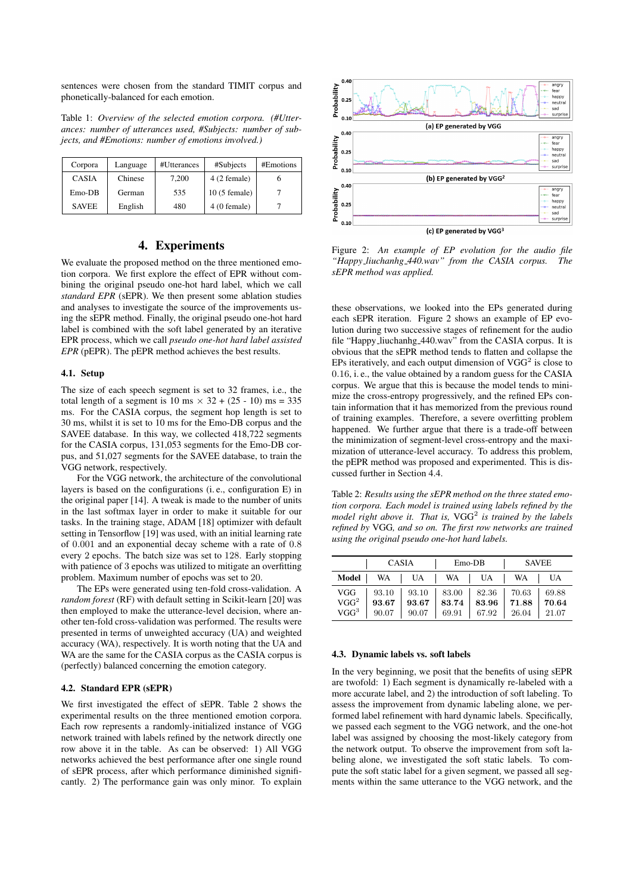sentences were chosen from the standard TIMIT corpus and phonetically-balanced for each emotion.

Table 1: *Overview of the selected emotion corpora. (#Utterances: number of utterances used, #Subjects: number of subjects, and #Emotions: number of emotions involved.)*

| Corpora | Language | #Utterances | #Subjects | #Emotions |
|---|---|---|---|---|
| CASIA | Chinese | 7,200 | 4 (2 female) | 6 |
| Emo-DB | German | 535 | 10 (5 female) | 7 |
| SAVEE | English | 480 | 4 (0 female) | 7 |

# 4. Experiments

We evaluate the proposed method on the three mentioned emotion corpora. We first explore the effect of EPR without combining the original pseudo one-hot hard label, which we call *standard EPR* (sEPR). We then present some ablation studies and analyses to investigate the source of the improvements using the sEPR method. Finally, the original pseudo one-hot hard label is combined with the soft label generated by an iterative EPR process, which we call *pseudo one-hot hard label assisted EPR* (pEPR). The pEPR method achieves the best results.

## 4.1. Setup

The size of each speech segment is set to 32 frames, i.e., the total length of a segment is 10 ms $\times$ 32 + (25 - 10) ms = 335 ms. For the CASIA corpus, the segment hop length is set to 30 ms, whilst it is set to 10 ms for the Emo-DB corpus and the SAVEE database. In this way, we collected 418,722 segments for the CASIA corpus, 131,053 segments for the Emo-DB corpus, and 51,027 segments for the SAVEE database, to train the VGG network, respectively.

For the VGG network, the architecture of the convolutional layers is based on the configurations (i. e., configuration E) in the original paper [14]. A tweak is made to the number of units in the last softmax layer in order to make it suitable for our tasks. In the training stage, ADAM [18] optimizer with default setting in Tensorflow [19] was used, with an initial learning rate of 0.001 and an exponential decay scheme with a rate of 0.8 every 2 epochs. The batch size was set to 128. Early stopping with patience of 3 epochs was utilized to mitigate an overfitting problem. Maximum number of epochs was set to 20.

The EPs were generated using ten-fold cross-validation. A *random forest* (RF) with default setting in Scikit-learn [20] was then employed to make the utterance-level decision, where another ten-fold cross-validation was performed. The results were presented in terms of unweighted accuracy (UA) and weighted accuracy (WA), respectively. It is worth noting that the UA and WA are the same for the CASIA corpus as the CASIA corpus is (perfectly) balanced concerning the emotion category.

## 4.2. Standard EPR (sEPR)

We first investigated the effect of sEPR. Table 2 shows the experimental results on the three mentioned emotion corpora. Each row represents a randomly-initialized instance of VGG network trained with labels refined by the network directly one row above it in the table. As can be observed: 1) All VGG networks achieved the best performance after one single round of sEPR process, after which performance diminished significantly. 2) The performance gain was only minor. To explain these observations, we looked into the EPs generated during each sEPR iteration. Figure 2 shows an example of EP evolution during two successive stages of refinement for the audio file "Happy_liuchanhg_440.wav" from the CASIA corpus. It is obvious that the sEPR method tends to flatten and collapse the EPs iteratively, and each output dimension of VGG$^2$ is close to 0.16, i. e., the value obtained by a random guess for the CASIA corpus. We argue that this is because the model tends to minimize the cross-entropy progressively, and the refined EPs contain information that it has memorized from the previous round of training examples. Therefore, a severe overfitting problem happened. We further argue that there is a trade-off between the minimization of segment-level cross-entropy and the maximization of utterance-level accuracy. To address this problem, the pEPR method was proposed and experimented. This is discussed further in Section 4.4.

Figure 2: *An example of EP evolution for the audio file "Happy_liuchanhg_440.wav" from the CASIA corpus. The sEPR method was applied.*

Table 2: *Results using the sEPR method on the three stated emotion corpora. Each model is trained using labels refined by the model right above it. That is,* VGG$^2$ *is trained by the labels refined by* VGG*, and so on. The first row networks are trained using the original pseudo one-hot hard labels.*

| | CASIA | | Emo-DB | | SAVEE | |
|---|---|---|---|---|---|---|
| **Model** | WA | UA | WA | UA | WA | UA |
| VGG | 93.10 | 93.10 | 83.00 | 82.36 | 70.63 | 69.88 |
| VGG$^2$ | **93.67** | **93.67** | **83.74** | **83.96** | **71.88** | **70.64** |
| VGG$^3$ | 90.07 | 90.07 | 69.91 | 67.92 | 26.04 | 21.07 |

## 4.3. Dynamic labels vs. soft labels

In the very beginning, we posit that the benefits of using sEPR are twofold: 1) Each segment is dynamically re-labeled with a more accurate label, and 2) the introduction of soft labeling. To assess the improvement from dynamic labeling alone, we performed label refinement with hard dynamic labels. Specifically, we passed each segment to the VGG network, and the one-hot label was assigned by choosing the most-likely category from the network output. To observe the improvement from soft labeling alone, we investigated the soft static labels. To compute the soft static label for a given segment, we passed all segments within the same utterance to the VGG network, and the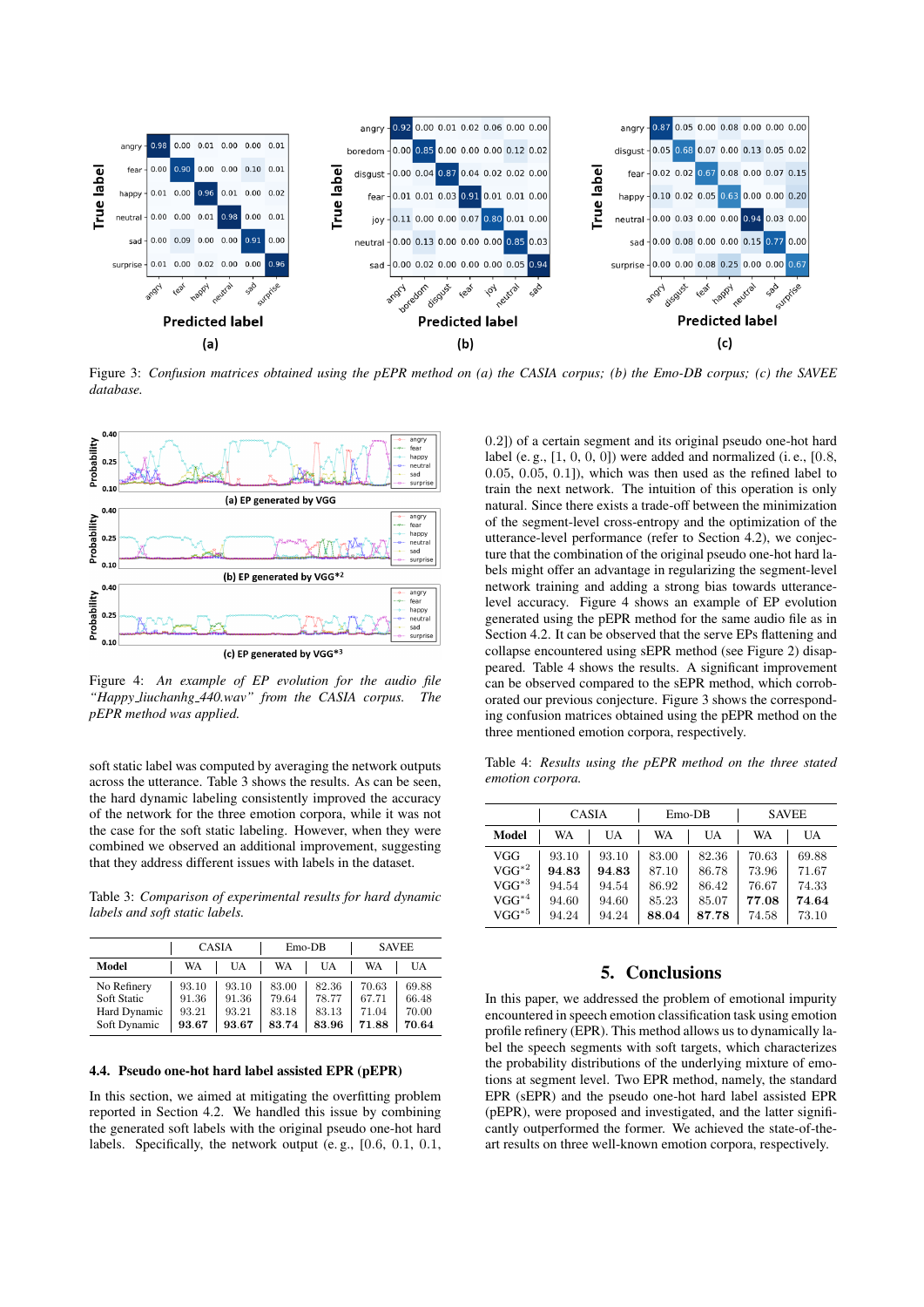Figure 3: *Confusion matrices obtained using the pEPR method on (a) the CASIA corpus; (b) the Emo-DB corpus; (c) the SAVEE database.*

Figure 4: *An example of EP evolution for the audio file "Happy_liuchanhg_440.wav" from the CASIA corpus. The pEPR method was applied.*

soft static label was computed by averaging the network outputs across the utterance. Table 3 shows the results. As can be seen, the hard dynamic labeling consistently improved the accuracy of the network for the three emotion corpora, while it was not the case for the soft static labeling. However, when they were combined we observed an additional improvement, suggesting that they address different issues with labels in the dataset.

Table 3: *Comparison of experimental results for hard dynamic labels and soft static labels.*

| | CASIA | | Emo-DB | | SAVEE | |
|---|---|---|---|---|---|---|
| **Model** | WA | UA | WA | UA | WA | UA |
| No Refinery | 93.10 | 93.10 | 83.00 | 82.36 | 70.63 | 69.88 |
| Soft Static | 91.36 | 91.36 | 79.64 | 78.77 | 67.71 | 66.48 |
| Hard Dynamic | 93.21 | 93.21 | 83.18 | 83.13 | 71.04 | 70.00 |
| Soft Dynamic | **93.67** | **93.67** | **83.74** | **83.96** | **71.88** | **70.64** |

### 4.4. Pseudo one-hot hard label assisted EPR (pEPR)

In this section, we aimed at mitigating the overfitting problem reported in Section 4.2. We handled this issue by combining the generated soft labels with the original pseudo one-hot hard labels. Specifically, the network output (e. g., [0.6, 0.1, 0.1, 0.2]) of a certain segment and its original pseudo one-hot hard label (e. g., [1, 0, 0, 0]) were added and normalized (i. e., [0.8, 0.05, 0.05, 0.1]), which was then used as the refined label to train the next network. The intuition of this operation is only natural. Since there exists a trade-off between the minimization of the segment-level cross-entropy and the optimization of the utterance-level performance (refer to Section 4.2), we conjecture that the combination of the original pseudo one-hot hard labels might offer an advantage in regularizing the segment-level network training and adding a strong bias towards utterance-level accuracy. Figure 4 shows an example of EP evolution generated using the pEPR method for the same audio file as in Section 4.2. It can be observed that the serve EPs flattening and collapse encountered using sEPR method (see Figure 2) disappeared. Table 4 shows the results. A significant improvement can be observed compared to the sEPR method, which corroborated our previous conjecture. Figure 3 shows the corresponding confusion matrices obtained using the pEPR method on the three mentioned emotion corpora, respectively.

Table 4: *Results using the pEPR method on the three stated emotion corpora.*

| | CASIA | | Emo-DB | | SAVEE | |
|---|---|---|---|---|---|---|
| **Model** | WA | UA | WA | UA | WA | UA |
| VGG | 93.10 | 93.10 | 83.00 | 82.36 | 70.63 | 69.88 |
| VGG$^{*2}$ | **94.83** | **94.83** | 87.10 | 86.78 | 73.96 | 71.67 |
| VGG$^{*3}$ | 94.54 | 94.54 | 86.92 | 86.42 | 76.67 | 74.33 |
| VGG$^{*4}$ | 94.60 | 94.60 | 85.23 | 85.07 | **77.08** | **74.64** |
| VGG$^{*5}$ | 94.24 | 94.24 | **88.04** | **87.78** | 74.58 | 73.10 |

## 5. Conclusions

In this paper, we addressed the problem of emotional impurity encountered in speech emotion classification task using emotion profile refinery (EPR). This method allows us to dynamically label the speech segments with soft targets, which characterizes the probability distributions of the underlying mixture of emotions at segment level. Two EPR method, namely, the standard EPR (sEPR) and the pseudo one-hot hard label assisted EPR (pEPR), were proposed and investigated, and the latter significantly outperformed the former. We achieved the state-of-the-art results on three well-known emotion corpora, respectively.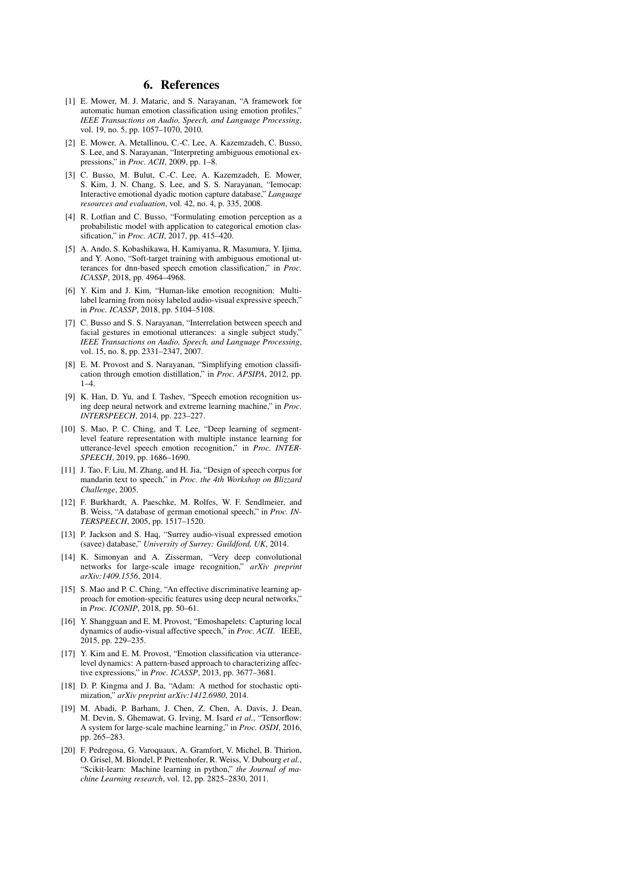## 6. References

[1] E. Mower, M. J. Mataric, and S. Narayanan, "A framework for automatic human emotion classification using emotion profiles," *IEEE Transactions on Audio, Speech, and Language Processing*, vol. 19, no. 5, pp. 1057–1070, 2010.

[2] E. Mower, A. Metallinou, C.-C. Lee, A. Kazemzadeh, C. Busso, S. Lee, and S. Narayanan, "Interpreting ambiguous emotional expressions," in *Proc. ACII*, 2009, pp. 1–8.

[3] C. Busso, M. Bulut, C.-C. Lee, A. Kazemzadeh, E. Mower, S. Kim, J. N. Chang, S. Lee, and S. S. Narayanan, "Iemocap: Interactive emotional dyadic motion capture database," *Language resources and evaluation*, vol. 42, no. 4, p. 335, 2008.

[4] R. Lotfian and C. Busso, "Formulating emotion perception as a probabilistic model with application to categorical emotion classification," in *Proc. ACII*, 2017, pp. 415–420.

[5] A. Ando, S. Kobashikawa, H. Kamiyama, R. Masumura, Y. Ijima, and Y. Aono, "Soft-target training with ambiguous emotional utterances for dnn-based speech emotion classification," in *Proc. ICASSP*, 2018, pp. 4964–4968.

[6] Y. Kim and J. Kim, "Human-like emotion recognition: Multi-label learning from noisy labeled audio-visual expressive speech," in *Proc. ICASSP*, 2018, pp. 5104–5108.

[7] C. Busso and S. S. Narayanan, "Interrelation between speech and facial gestures in emotional utterances: a single subject study," *IEEE Transactions on Audio, Speech, and Language Processing*, vol. 15, no. 8, pp. 2331–2347, 2007.

[8] E. M. Provost and S. Narayanan, "Simplifying emotion classification through emotion distillation," in *Proc. APSIPA*, 2012, pp. 1–4.

[9] K. Han, D. Yu, and I. Tashev, "Speech emotion recognition using deep neural network and extreme learning machine," in *Proc. INTERSPEECH*, 2014, pp. 223–227.

[10] S. Mao, P. C. Ching, and T. Lee, "Deep learning of segment-level feature representation with multiple instance learning for utterance-level speech emotion recognition," in *Proc. INTERSPEECH*, 2019, pp. 1686–1690.

[11] J. Tao, F. Liu, M. Zhang, and H. Jia, "Design of speech corpus for mandarin text to speech," in *Proc. the 4th Workshop on Blizzard Challenge*, 2005.

[12] F. Burkhardt, A. Paeschke, M. Rolfes, W. F. Sendlmeier, and B. Weiss, "A database of german emotional speech," in *Proc. INTERSPEECH*, 2005, pp. 1517–1520.

[13] P. Jackson and S. Haq, "Surrey audio-visual expressed emotion (savee) database," *University of Surrey: Guildford, UK*, 2014.

[14] K. Simonyan and A. Zisserman, "Very deep convolutional networks for large-scale image recognition," *arXiv preprint arXiv:1409.1556*, 2014.

[15] S. Mao and P. C. Ching, "An effective discriminative learning approach for emotion-specific features using deep neural networks," in *Proc. ICONIP*, 2018, pp. 50–61.

[16] Y. Shangguan and E. M. Provost, "Emoshapelets: Capturing local dynamics of audio-visual affective speech," in *Proc. ACII*. IEEE, 2015, pp. 229–235.

[17] Y. Kim and E. M. Provost, "Emotion classification via utterance-level dynamics: A pattern-based approach to characterizing affective expressions," in *Proc. ICASSP*, 2013, pp. 3677–3681.

[18] D. P. Kingma and J. Ba, "Adam: A method for stochastic optimization," *arXiv preprint arXiv:1412.6980*, 2014.

[19] M. Abadi, P. Barham, J. Chen, Z. Chen, A. Davis, J. Dean, M. Devin, S. Ghemawat, G. Irving, M. Isard *et al.*, "Tensorflow: A system for large-scale machine learning," in *Proc. OSDI*, 2016, pp. 265–283.

[20] F. Pedregosa, G. Varoquaux, A. Gramfort, V. Michel, B. Thirion, O. Grisel, M. Blondel, P. Prettenhofer, R. Weiss, V. Dubourg *et al.*, "Scikit-learn: Machine learning in python," *the Journal of machine Learning research*, vol. 12, pp. 2825–2830, 2011.